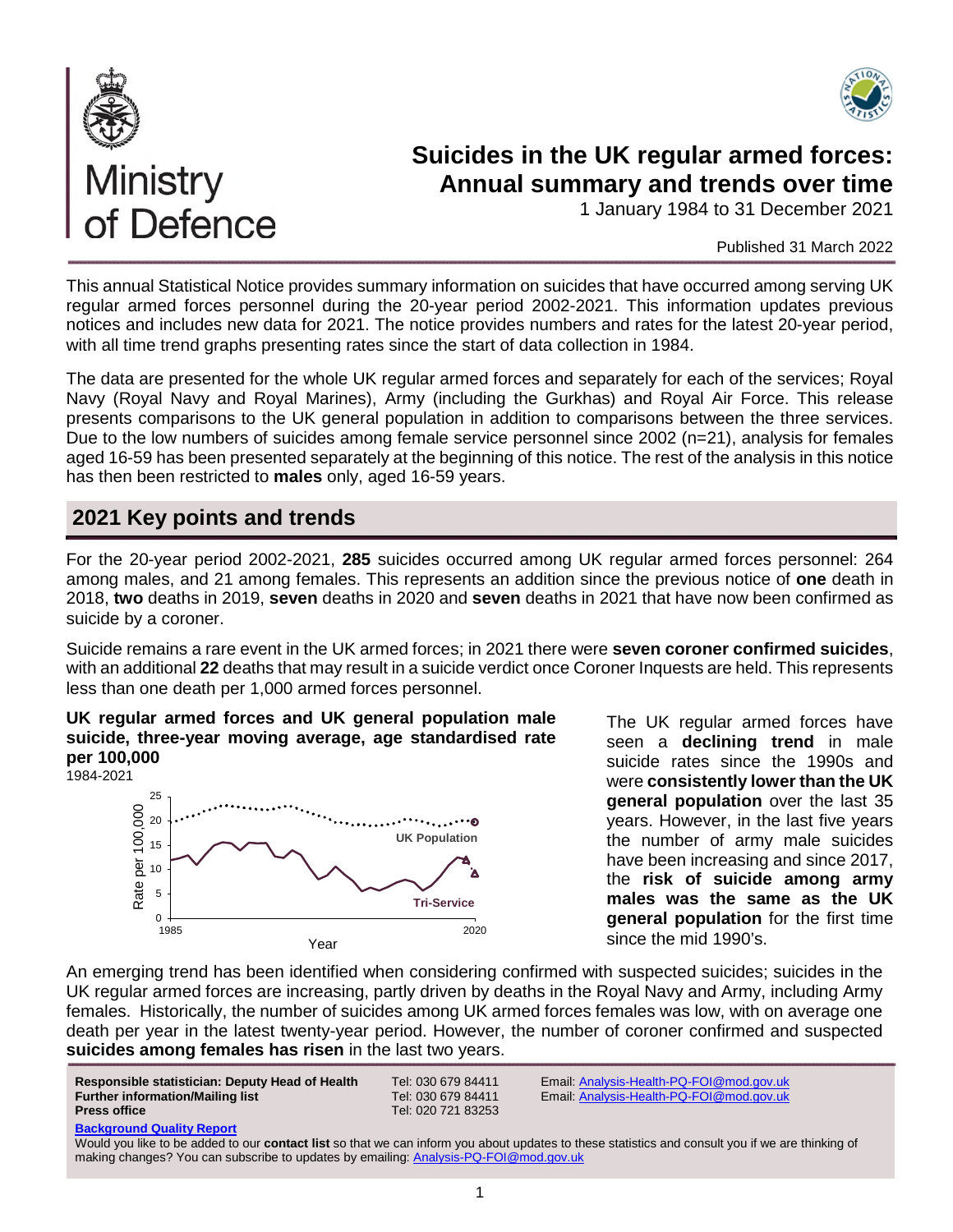# Suicides in the UK regular armed forces: Annual summary and trends over time

1 January 1984 to 31 December 2021

Published 31 March 2022

This annual Statistical Notice provides summary information on suicides that have occurred among serving UK regular armed forces personnel during the 20-year period 2002-2021. This information updates previous notices and includes new data for 2021. The notice provides numbers and rates for the latest 20-year period, with all time trend graphs presenting rates since the start of data collection in 1984.

The data are presented for the whole UK regular armed forces and separately for each of the services; Royal Navy (Royal Navy and Royal Marines), Army (including the Gurkhas) and Royal Air Force. This release presents comparisons to the UK general population in addition to comparisons between the three services. Due to the low numbers of suicides among female service personnel since 2002 (n=21), analysis for females aged 16-59 has been presented separately at the beginning of this notice. The rest of the analysis in this notice has then been restricted to **males** only, aged 16-59 years.

## 2021 Key points and trends

For the 20-year period 2002-2021, **285** suicides occurred among UK regular armed forces personnel: 264 among males, and 21 among females. This represents an addition since the previous notice of **one** death in 2018, **two** deaths in 2019, **seven** deaths in 2020 and **seven** deaths in 2021 that have now been confirmed as suicide by a coroner.

Suicide remains a rare event in the UK armed forces; in 2021 there were **seven coroner confirmed suicides**, with an additional **22** deaths that may result in a suicide verdict once Coroner Inquests are held. This represents less than one death per 1,000 armed forces personnel.

**UK regular armed forces and UK general population male suicide, three-year moving average, age standardised rate per 100,000**
1984-2021

The UK regular armed forces have seen a **declining trend** in male suicide rates since the 1990s and were **consistently lower than the UK general population** over the last 35 years. However, in the last five years the number of army male suicides have been increasing and since 2017, the **risk of suicide among army males was the same as the UK general population** for the first time since the mid 1990's.

An emerging trend has been identified when considering confirmed with suspected suicides; suicides in the UK regular armed forces are increasing, partly driven by deaths in the Royal Navy and Army, including Army females. Historically, the number of suicides among UK armed forces females was low, with on average one death per year in the latest twenty-year period. However, the number of coroner confirmed and suspected **suicides among females has risen** in the last two years.

**Responsible statistician: Deputy Head of Health** Tel: 030 679 84411 Email: Analysis-Health-PQ-FOI@mod.gov.uk
**Further information/Mailing list** Tel: 030 679 84411 Email: Analysis-Health-PQ-FOI@mod.gov.uk
**Press office** Tel: 020 721 83253

**Background Quality Report**

Would you like to be added to our **contact list** so that we can inform you about updates to these statistics and consult you if we are thinking of making changes? You can subscribe to updates by emailing: Analysis-PQ-FOI@mod.gov.uk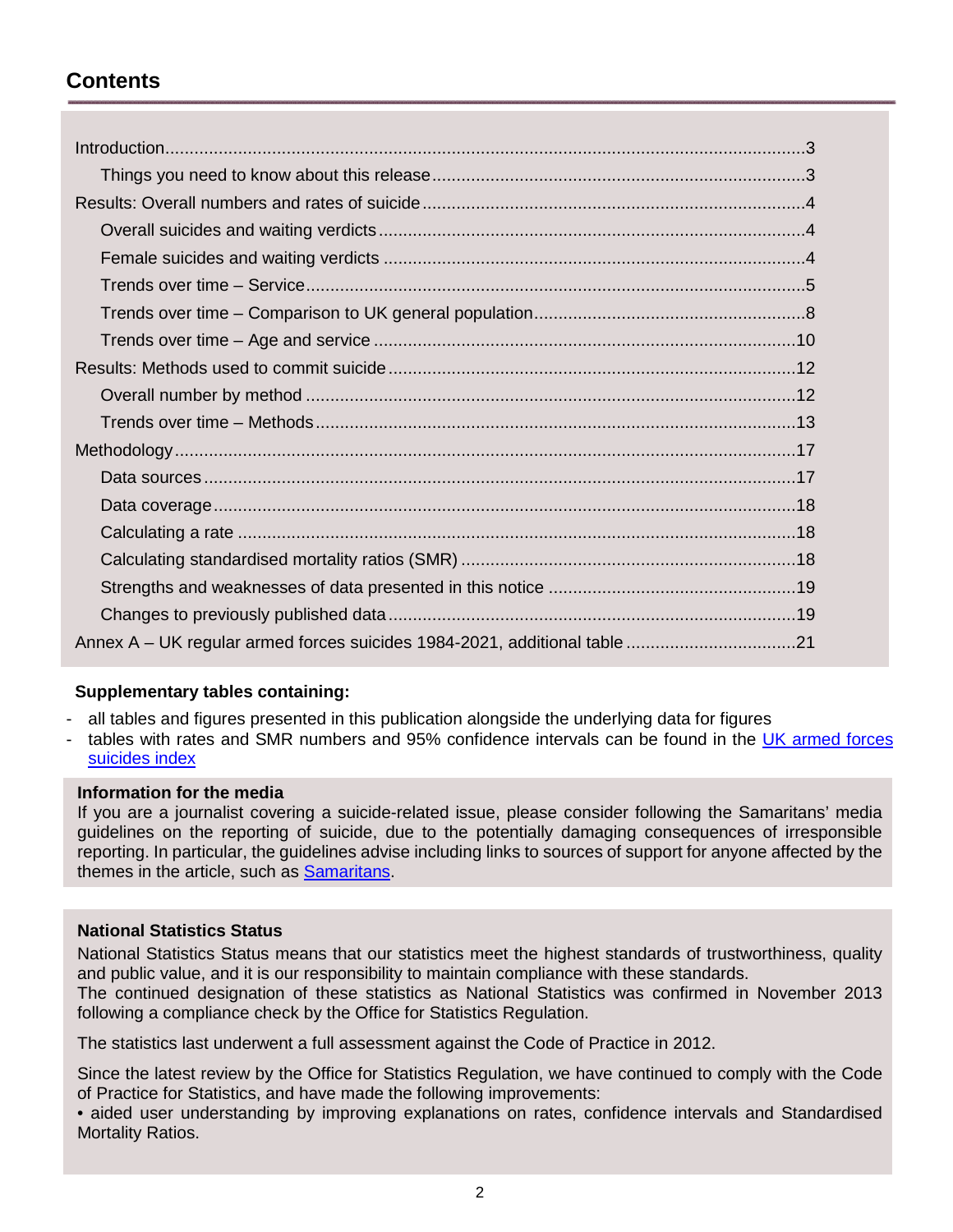## Contents

- Introduction...3
  - Things you need to know about this release...3
- Results: Overall numbers and rates of suicide...4
  - Overall suicides and waiting verdicts...4
  - Female suicides and waiting verdicts...4
  - Trends over time – Service...5
  - Trends over time – Comparison to UK general population...8
  - Trends over time – Age and service...10
- Results: Methods used to commit suicide...12
  - Overall number by method...12
  - Trends over time – Methods...13
- Methodology...17
  - Data sources...17
  - Data coverage...18
  - Calculating a rate...18
  - Calculating standardised mortality ratios (SMR)...18
  - Strengths and weaknesses of data presented in this notice...19
  - Changes to previously published data...19
- Annex A – UK regular armed forces suicides 1984-2021, additional table...21

**Supplementary tables containing:**

- all tables and figures presented in this publication alongside the underlying data for figures
- tables with rates and SMR numbers and 95% confidence intervals can be found in the UK armed forces suicides index

**Information for the media**

If you are a journalist covering a suicide-related issue, please consider following the Samaritans' media guidelines on the reporting of suicide, due to the potentially damaging consequences of irresponsible reporting. In particular, the guidelines advise including links to sources of support for anyone affected by the themes in the article, such as Samaritans.

**National Statistics Status**

National Statistics Status means that our statistics meet the highest standards of trustworthiness, quality and public value, and it is our responsibility to maintain compliance with these standards.
The continued designation of these statistics as National Statistics was confirmed in November 2013 following a compliance check by the Office for Statistics Regulation.

The statistics last underwent a full assessment against the Code of Practice in 2012.

Since the latest review by the Office for Statistics Regulation, we have continued to comply with the Code of Practice for Statistics, and have made the following improvements:

- aided user understanding by improving explanations on rates, confidence intervals and Standardised Mortality Ratios.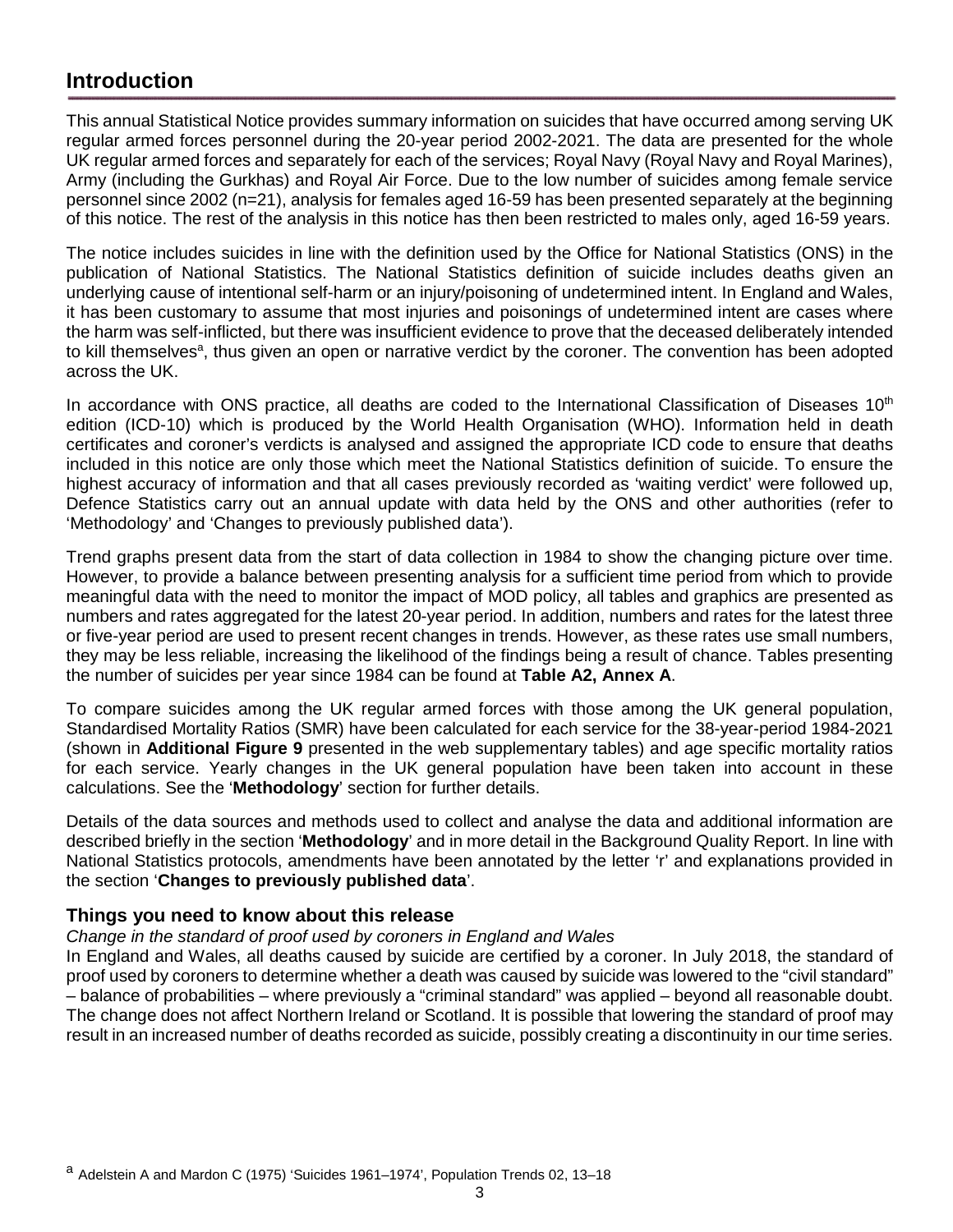# Introduction

This annual Statistical Notice provides summary information on suicides that have occurred among serving UK regular armed forces personnel during the 20-year period 2002-2021. The data are presented for the whole UK regular armed forces and separately for each of the services; Royal Navy (Royal Navy and Royal Marines), Army (including the Gurkhas) and Royal Air Force. Due to the low number of suicides among female service personnel since 2002 (n=21), analysis for females aged 16-59 has been presented separately at the beginning of this notice. The rest of the analysis in this notice has then been restricted to males only, aged 16-59 years.

The notice includes suicides in line with the definition used by the Office for National Statistics (ONS) in the publication of National Statistics. The National Statistics definition of suicide includes deaths given an underlying cause of intentional self-harm or an injury/poisoning of undetermined intent. In England and Wales, it has been customary to assume that most injuries and poisonings of undetermined intent are cases where the harm was self-inflicted, but there was insufficient evidence to prove that the deceased deliberately intended to kill themselves[a], thus given an open or narrative verdict by the coroner. The convention has been adopted across the UK.

In accordance with ONS practice, all deaths are coded to the International Classification of Diseases 10th edition (ICD-10) which is produced by the World Health Organisation (WHO). Information held in death certificates and coroner's verdicts is analysed and assigned the appropriate ICD code to ensure that deaths included in this notice are only those which meet the National Statistics definition of suicide. To ensure the highest accuracy of information and that all cases previously recorded as 'waiting verdict' were followed up, Defence Statistics carry out an annual update with data held by the ONS and other authorities (refer to 'Methodology' and 'Changes to previously published data').

Trend graphs present data from the start of data collection in 1984 to show the changing picture over time. However, to provide a balance between presenting analysis for a sufficient time period from which to provide meaningful data with the need to monitor the impact of MOD policy, all tables and graphics are presented as numbers and rates aggregated for the latest 20-year period. In addition, numbers and rates for the latest three or five-year period are used to present recent changes in trends. However, as these rates use small numbers, they may be less reliable, increasing the likelihood of the findings being a result of chance. Tables presenting the number of suicides per year since 1984 can be found at **Table A2, Annex A**.

To compare suicides among the UK regular armed forces with those among the UK general population, Standardised Mortality Ratios (SMR) have been calculated for each service for the 38-year-period 1984-2021 (shown in **Additional Figure 9** presented in the web supplementary tables) and age specific mortality ratios for each service. Yearly changes in the UK general population have been taken into account in these calculations. See the '**Methodology**' section for further details.

Details of the data sources and methods used to collect and analyse the data and additional information are described briefly in the section '**Methodology**' and in more detail in the Background Quality Report. In line with National Statistics protocols, amendments have been annotated by the letter 'r' and explanations provided in the section '**Changes to previously published data**'.

## Things you need to know about this release

*Change in the standard of proof used by coroners in England and Wales*

In England and Wales, all deaths caused by suicide are certified by a coroner. In July 2018, the standard of proof used by coroners to determine whether a death was caused by suicide was lowered to the "civil standard" – balance of probabilities – where previously a "criminal standard" was applied – beyond all reasonable doubt. The change does not affect Northern Ireland or Scotland. It is possible that lowering the standard of proof may result in an increased number of deaths recorded as suicide, possibly creating a discontinuity in our time series.

[a] Adelstein A and Mardon C (1975) 'Suicides 1961–1974', Population Trends 02, 13–18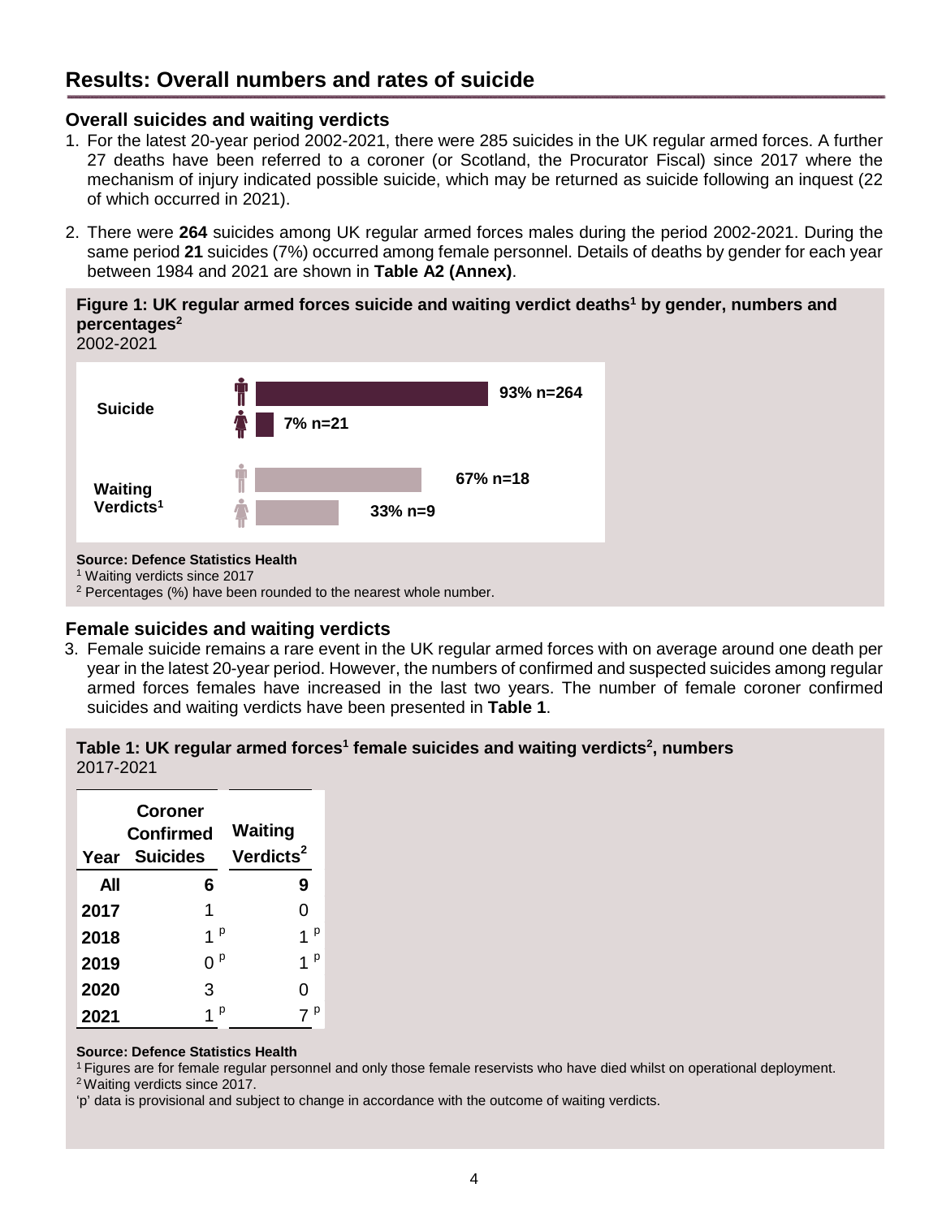## Results: Overall numbers and rates of suicide

### Overall suicides and waiting verdicts

1. For the latest 20-year period 2002-2021, there were 285 suicides in the UK regular armed forces. A further 27 deaths have been referred to a coroner (or Scotland, the Procurator Fiscal) since 2017 where the mechanism of injury indicated possible suicide, which may be returned as suicide following an inquest (22 of which occurred in 2021).

2. There were **264** suicides among UK regular armed forces males during the period 2002-2021. During the same period **21** suicides (7%) occurred among female personnel. Details of deaths by gender for each year between 1984 and 2021 are shown in **Table A2 (Annex)**.

**Figure 1: UK regular armed forces suicide and waiting verdict deaths[1] by gender, numbers and percentages[2]**
2002-2021

| | Male | Female |
|---|---|---|
| Suicide | 93% n=264 | 7% n=21 |
| Waiting Verdicts[1] | 67% n=18 | 33% n=9 |

**Source: Defence Statistics Health**
[1] Waiting verdicts since 2017
[2] Percentages (%) have been rounded to the nearest whole number.

### Female suicides and waiting verdicts

3. Female suicide remains a rare event in the UK regular armed forces with on average around one death per year in the latest 20-year period. However, the numbers of confirmed and suspected suicides among regular armed forces females have increased in the last two years. The number of female coroner confirmed suicides and waiting verdicts have been presented in **Table 1**.

**Table 1: UK regular armed forces[1] female suicides and waiting verdicts[2], numbers**
2017-2021

| Year | Coroner Confirmed Suicides | Waiting Verdicts[2] |
|---|---|---|
| **All** | **6** | **9** |
| **2017** | 1 | 0 |
| **2018** | 1 p | 1 p |
| **2019** | 0 p | 1 p |
| **2020** | 3 | 0 |
| **2021** | 1 p | 7 p |

**Source: Defence Statistics Health**
[1] Figures are for female regular personnel and only those female reservists who have died whilst on operational deployment.
[2] Waiting verdicts since 2017.
'p' data is provisional and subject to change in accordance with the outcome of waiting verdicts.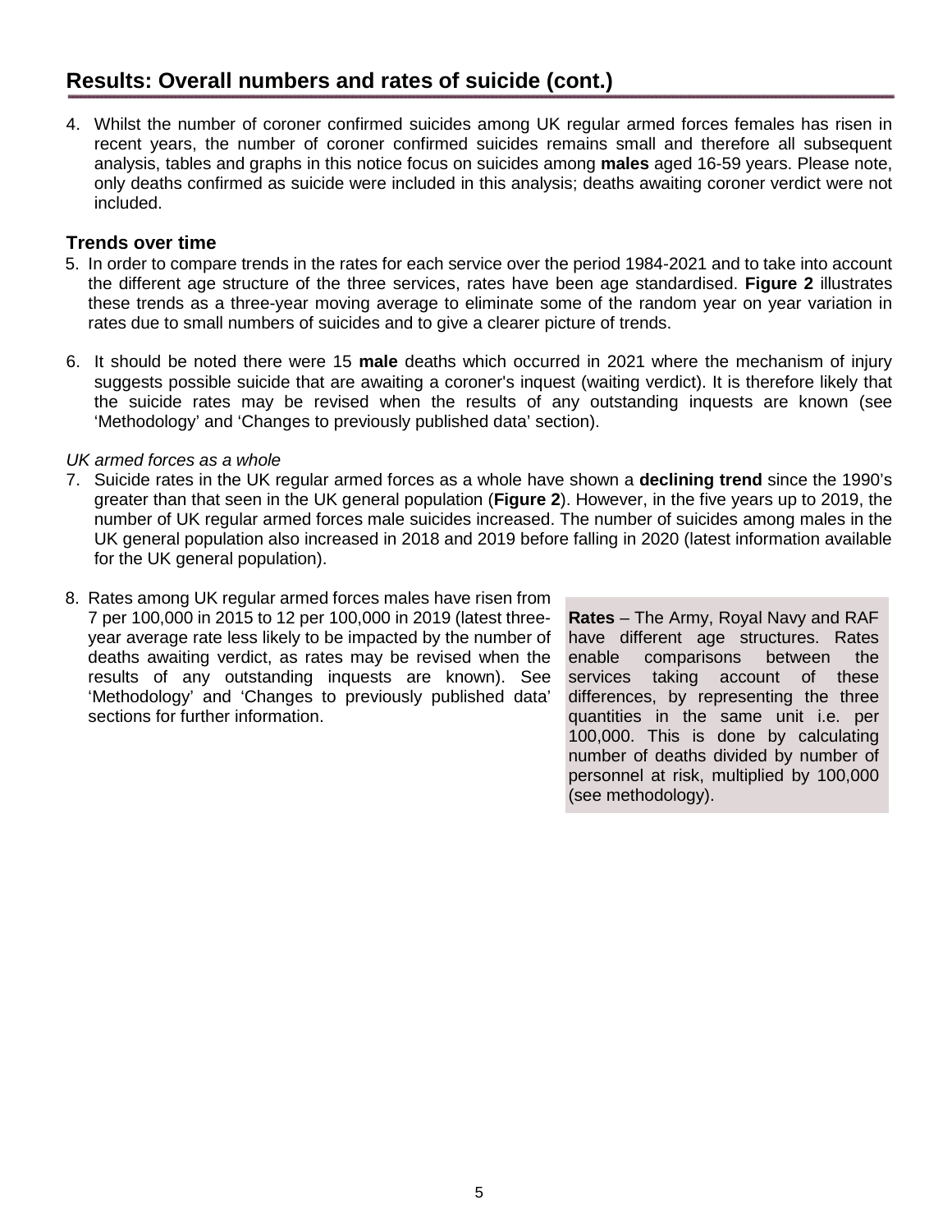## Results: Overall numbers and rates of suicide (cont.)

4. Whilst the number of coroner confirmed suicides among UK regular armed forces females has risen in recent years, the number of coroner confirmed suicides remains small and therefore all subsequent analysis, tables and graphs in this notice focus on suicides among **males** aged 16-59 years. Please note, only deaths confirmed as suicide were included in this analysis; deaths awaiting coroner verdict were not included.

### Trends over time

5. In order to compare trends in the rates for each service over the period 1984-2021 and to take into account the different age structure of the three services, rates have been age standardised. **Figure 2** illustrates these trends as a three-year moving average to eliminate some of the random year on year variation in rates due to small numbers of suicides and to give a clearer picture of trends.

6. It should be noted there were 15 **male** deaths which occurred in 2021 where the mechanism of injury suggests possible suicide that are awaiting a coroner's inquest (waiting verdict). It is therefore likely that the suicide rates may be revised when the results of any outstanding inquests are known (see 'Methodology' and 'Changes to previously published data' section).

*UK armed forces as a whole*

7. Suicide rates in the UK regular armed forces as a whole have shown a **declining trend** since the 1990's greater than that seen in the UK general population (**Figure 2**). However, in the five years up to 2019, the number of UK regular armed forces male suicides increased. The number of suicides among males in the UK general population also increased in 2018 and 2019 before falling in 2020 (latest information available for the UK general population).

8. Rates among UK regular armed forces males have risen from 7 per 100,000 in 2015 to 12 per 100,000 in 2019 (latest three-year average rate less likely to be impacted by the number of deaths awaiting verdict, as rates may be revised when the results of any outstanding inquests are known). See 'Methodology' and 'Changes to previously published data' sections for further information.

**Rates** – The Army, Royal Navy and RAF have different age structures. Rates enable comparisons between the services taking account of these differences, by representing the three quantities in the same unit i.e. per 100,000. This is done by calculating number of deaths divided by number of personnel at risk, multiplied by 100,000 (see methodology).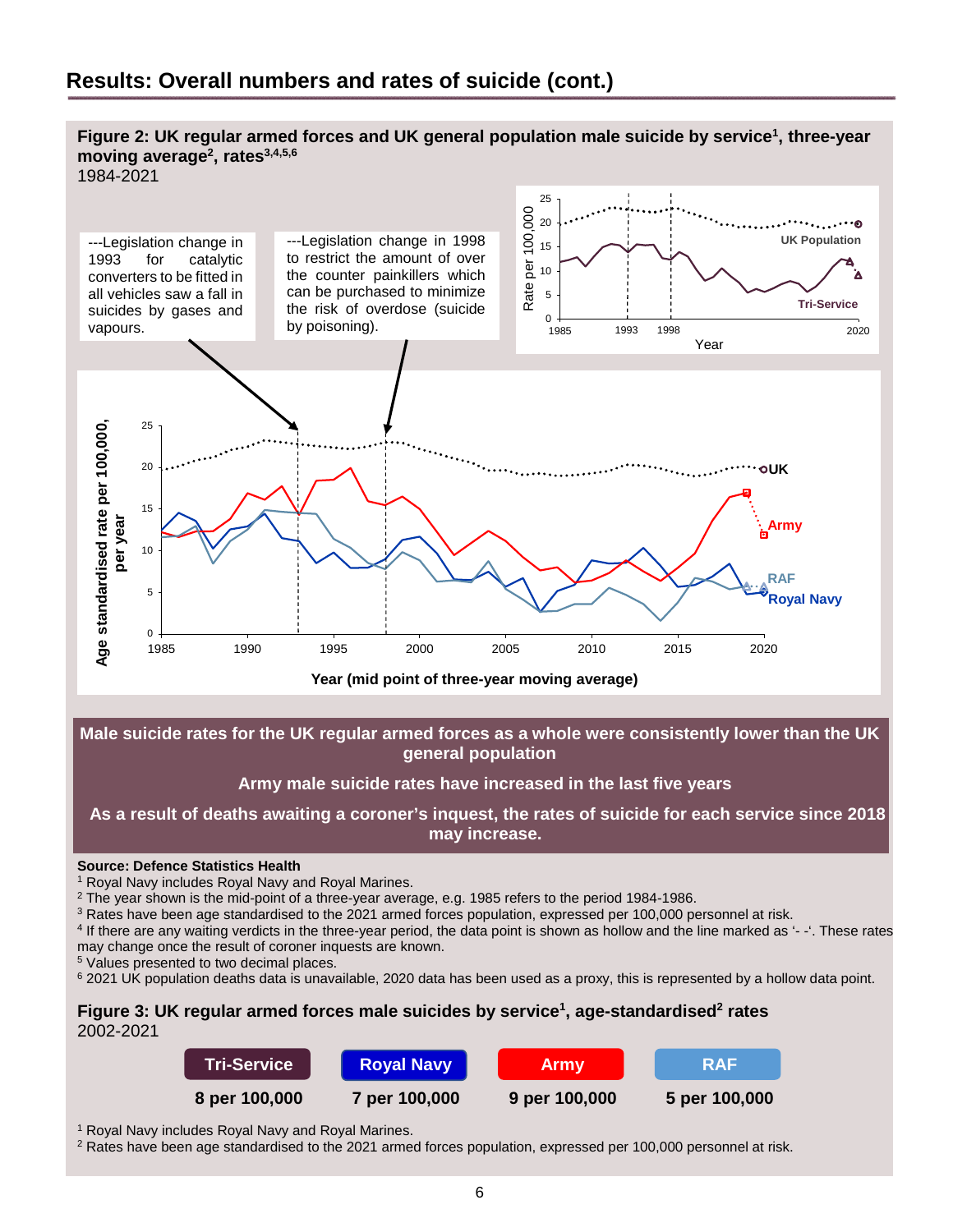## Results: Overall numbers and rates of suicide (cont.)

**Figure 2: UK regular armed forces and UK general population male suicide by service[1], three-year moving average[2], rates[3,4,5,6]**
1984-2021

---Legislation change in 1993 for catalytic converters to be fitted in all vehicles saw a fall in suicides by gases and vapours.

---Legislation change in 1998 to restrict the amount of over the counter painkillers which can be purchased to minimize the risk of overdose (suicide by poisoning).

**Male suicide rates for the UK regular armed forces as a whole were consistently lower than the UK general population**

**Army male suicide rates have increased in the last five years**

**As a result of deaths awaiting a coroner's inquest, the rates of suicide for each service since 2018 may increase.**

**Source: Defence Statistics Health**

[1] Royal Navy includes Royal Navy and Royal Marines.
[2] The year shown is the mid-point of a three-year average, e.g. 1985 refers to the period 1984-1986.
[3] Rates have been age standardised to the 2021 armed forces population, expressed per 100,000 personnel at risk.
[4] If there are any waiting verdicts in the three-year period, the data point is shown as hollow and the line marked as '- -'. These rates may change once the result of coroner inquests are known.
[5] Values presented to two decimal places.
[6] 2021 UK population deaths data is unavailable, 2020 data has been used as a proxy, this is represented by a hollow data point.

**Figure 3: UK regular armed forces male suicides by service[1], age-standardised[2] rates**
2002-2021

| Tri-Service | Royal Navy | Army | RAF |
|---|---|---|---|
| 8 per 100,000 | 7 per 100,000 | 9 per 100,000 | 5 per 100,000 |

[1] Royal Navy includes Royal Navy and Royal Marines.
[2] Rates have been age standardised to the 2021 armed forces population, expressed per 100,000 personnel at risk.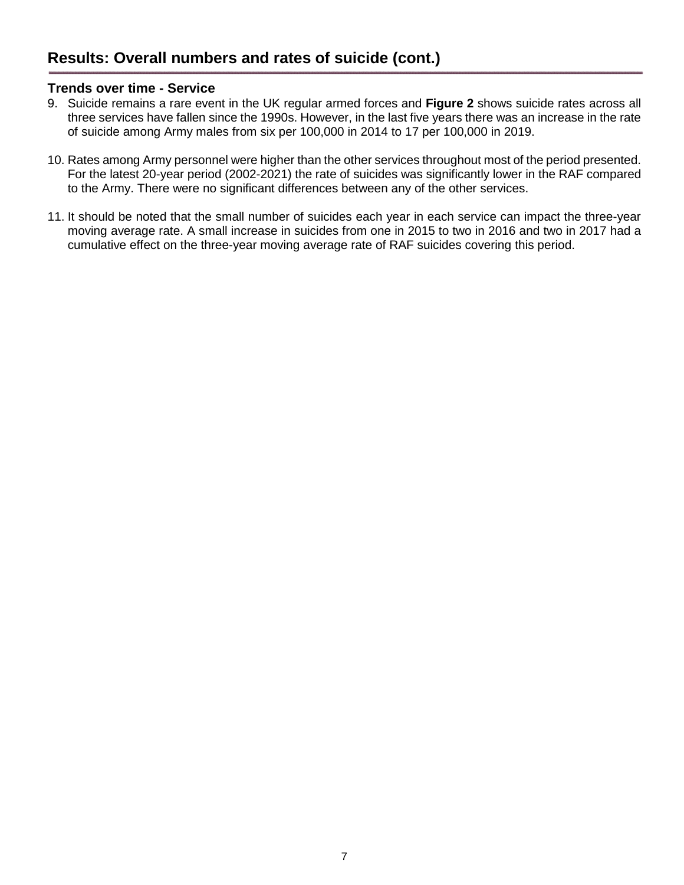# Results: Overall numbers and rates of suicide (cont.)

### Trends over time - Service

9. Suicide remains a rare event in the UK regular armed forces and **Figure 2** shows suicide rates across all three services have fallen since the 1990s. However, in the last five years there was an increase in the rate of suicide among Army males from six per 100,000 in 2014 to 17 per 100,000 in 2019.

10. Rates among Army personnel were higher than the other services throughout most of the period presented. For the latest 20-year period (2002-2021) the rate of suicides was significantly lower in the RAF compared to the Army. There were no significant differences between any of the other services.

11. It should be noted that the small number of suicides each year in each service can impact the three-year moving average rate. A small increase in suicides from one in 2015 to two in 2016 and two in 2017 had a cumulative effect on the three-year moving average rate of RAF suicides covering this period.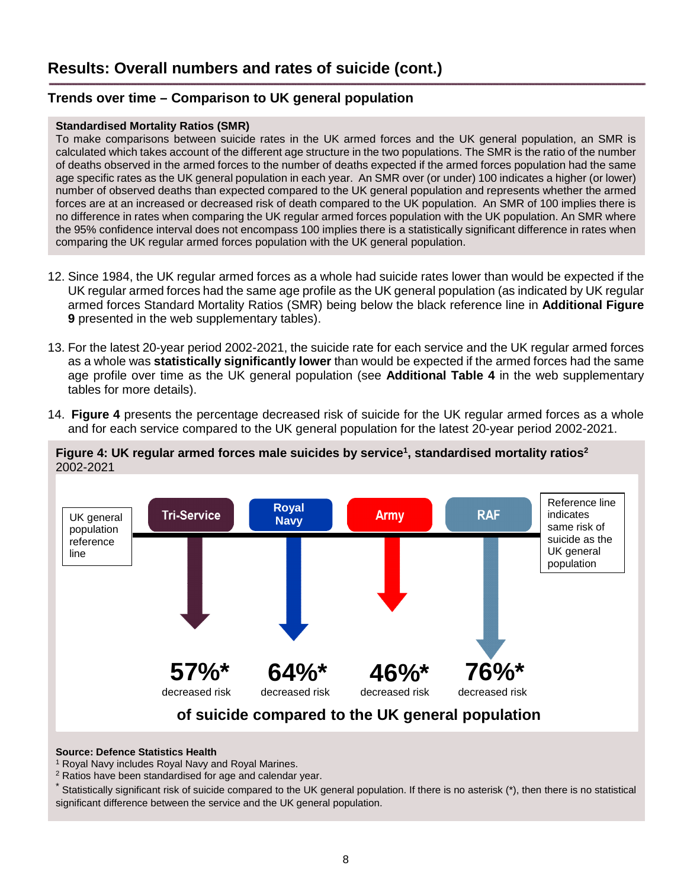## Results: Overall numbers and rates of suicide (cont.)

### Trends over time – Comparison to UK general population

**Standardised Mortality Ratios (SMR)**

To make comparisons between suicide rates in the UK armed forces and the UK general population, an SMR is calculated which takes account of the different age structure in the two populations. The SMR is the ratio of the number of deaths observed in the armed forces to the number of deaths expected if the armed forces population had the same age specific rates as the UK general population in each year. An SMR over (or under) 100 indicates a higher (or lower) number of observed deaths than expected compared to the UK general population and represents whether the armed forces are at an increased or decreased risk of death compared to the UK population. An SMR of 100 implies there is no difference in rates when comparing the UK regular armed forces population with the UK population. An SMR where the 95% confidence interval does not encompass 100 implies there is a statistically significant difference in rates when comparing the UK regular armed forces population with the UK general population.

12. Since 1984, the UK regular armed forces as a whole had suicide rates lower than would be expected if the UK regular armed forces had the same age profile as the UK general population (as indicated by UK regular armed forces Standard Mortality Ratios (SMR) being below the black reference line in **Additional Figure 9** presented in the web supplementary tables).

13. For the latest 20-year period 2002-2021, the suicide rate for each service and the UK regular armed forces as a whole was **statistically significantly lower** than would be expected if the armed forces had the same age profile over time as the UK general population (see **Additional Table 4** in the web supplementary tables for more details).

14. **Figure 4** presents the percentage decreased risk of suicide for the UK regular armed forces as a whole and for each service compared to the UK general population for the latest 20-year period 2002-2021.

**Figure 4: UK regular armed forces male suicides by service[1], standardised mortality ratios[2]** 2002-2021

UK general population reference line

Reference line indicates same risk of suicide as the UK general population

| Tri-Service | Royal Navy | Army | RAF |
|---|---|---|---|
| 57%* decreased risk | 64%* decreased risk | 46%* decreased risk | 76%* decreased risk |

**of suicide compared to the UK general population**

**Source: Defence Statistics Health**

[1] Royal Navy includes Royal Navy and Royal Marines.

[2] Ratios have been standardised for age and calendar year.

* Statistically significant risk of suicide compared to the UK general population. If there is no asterisk (*), then there is no statistical significant difference between the service and the UK general population.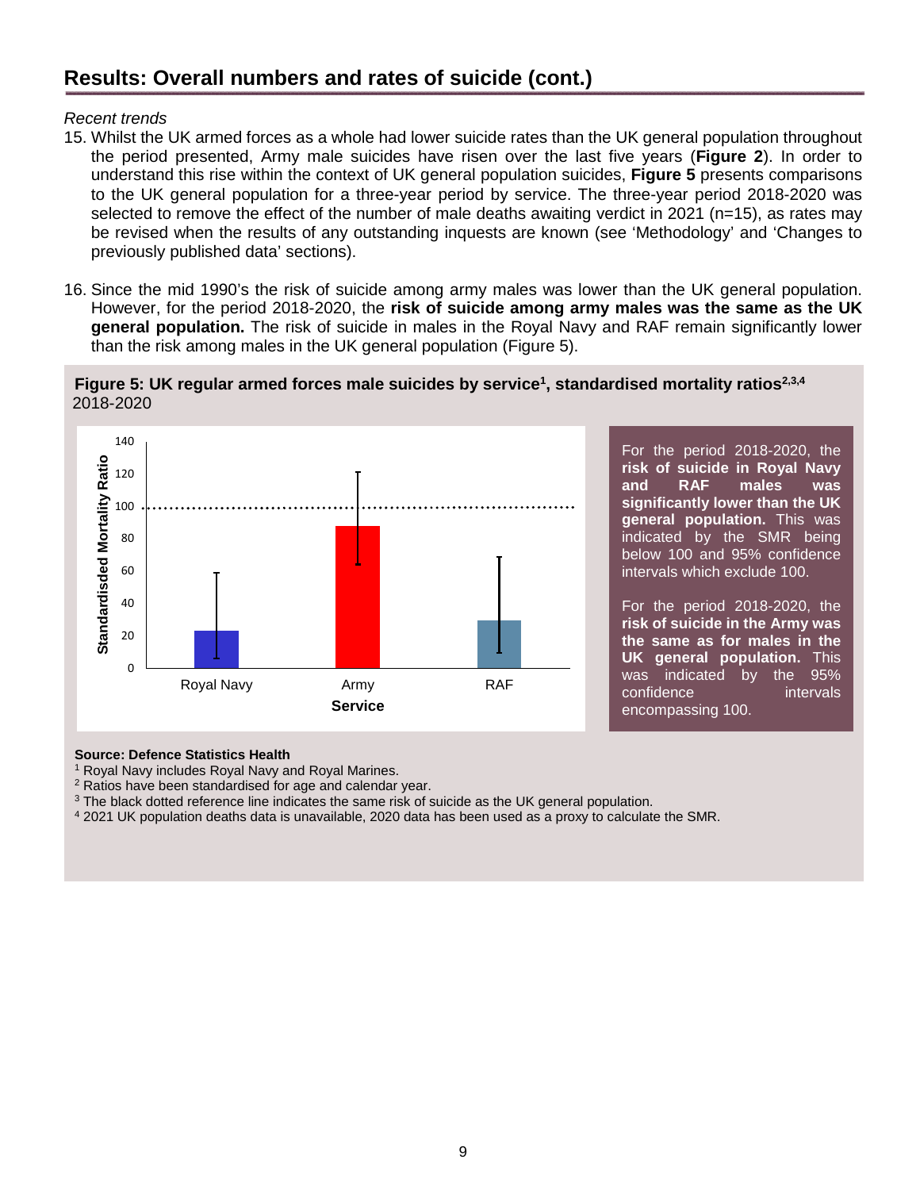## Results: Overall numbers and rates of suicide (cont.)

*Recent trends*

15. Whilst the UK armed forces as a whole had lower suicide rates than the UK general population throughout the period presented, Army male suicides have risen over the last five years (**Figure 2**). In order to understand this rise within the context of UK general population suicides, **Figure 5** presents comparisons to the UK general population for a three-year period by service. The three-year period 2018-2020 was selected to remove the effect of the number of male deaths awaiting verdict in 2021 (n=15), as rates may be revised when the results of any outstanding inquests are known (see 'Methodology' and 'Changes to previously published data' sections).

16. Since the mid 1990's the risk of suicide among army males was lower than the UK general population. However, for the period 2018-2020, the **risk of suicide among army males was the same as the UK general population.** The risk of suicide in males in the Royal Navy and RAF remain significantly lower than the risk among males in the UK general population (Figure 5).

**Figure 5: UK regular armed forces male suicides by service[1], standardised mortality ratios[2,3,4]** 2018-2020

For the period 2018-2020, the **risk of suicide in Royal Navy and RAF males was significantly lower than the UK general population.** This was indicated by the SMR being below 100 and 95% confidence intervals which exclude 100.

For the period 2018-2020, the **risk of suicide in the Army was the same as for males in the UK general population.** This was indicated by the 95% confidence intervals encompassing 100.

**Source: Defence Statistics Health**

[1] Royal Navy includes Royal Navy and Royal Marines.

[2] Ratios have been standardised for age and calendar year.

[3] The black dotted reference line indicates the same risk of suicide as the UK general population.

[4] 2021 UK population deaths data is unavailable, 2020 data has been used as a proxy to calculate the SMR.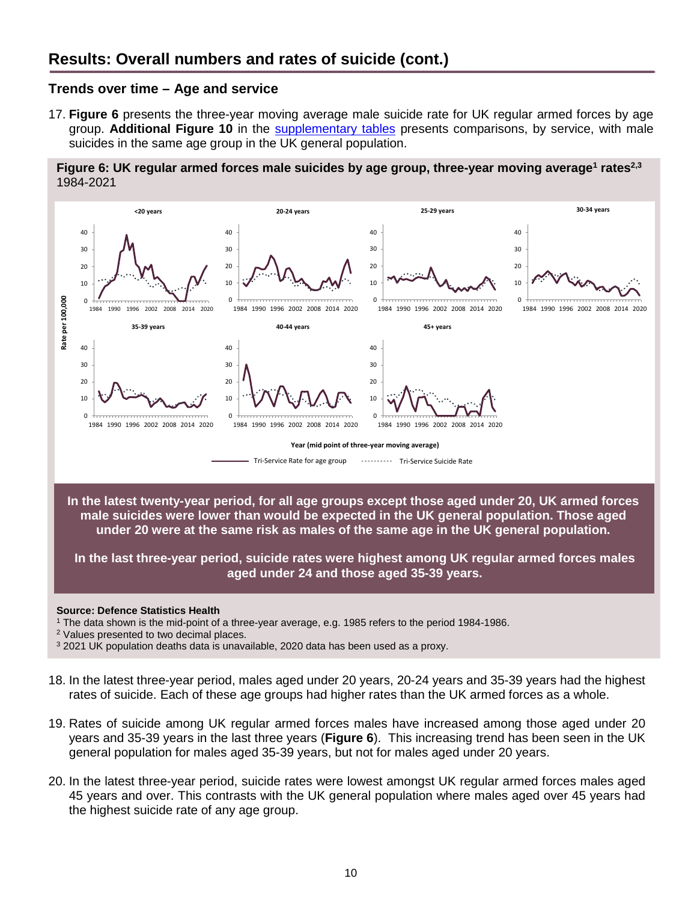## Results: Overall numbers and rates of suicide (cont.)

### Trends over time – Age and service

17. **Figure 6** presents the three-year moving average male suicide rate for UK regular armed forces by age group. **Additional Figure 10** in the supplementary tables presents comparisons, by service, with male suicides in the same age group in the UK general population.

**Figure 6: UK regular armed forces male suicides by age group, three-year moving average[1] rates[2,3]** 1984-2021

**In the latest twenty-year period, for all age groups except those aged under 20, UK armed forces male suicides were lower than would be expected in the UK general population. Those aged under 20 were at the same risk as males of the same age in the UK general population.**

**In the last three-year period, suicide rates were highest among UK regular armed forces males aged under 24 and those aged 35-39 years.**

**Source: Defence Statistics Health**

[1] The data shown is the mid-point of a three-year average, e.g. 1985 refers to the period 1984-1986.
[2] Values presented to two decimal places.
[3] 2021 UK population deaths data is unavailable, 2020 data has been used as a proxy.

18. In the latest three-year period, males aged under 20 years, 20-24 years and 35-39 years had the highest rates of suicide. Each of these age groups had higher rates than the UK armed forces as a whole.

19. Rates of suicide among UK regular armed forces males have increased among those aged under 20 years and 35-39 years in the last three years (**Figure 6**). This increasing trend has been seen in the UK general population for males aged 35-39 years, but not for males aged under 20 years.

20. In the latest three-year period, suicide rates were lowest amongst UK regular armed forces males aged 45 years and over. This contrasts with the UK general population where males aged over 45 years had the highest suicide rate of any age group.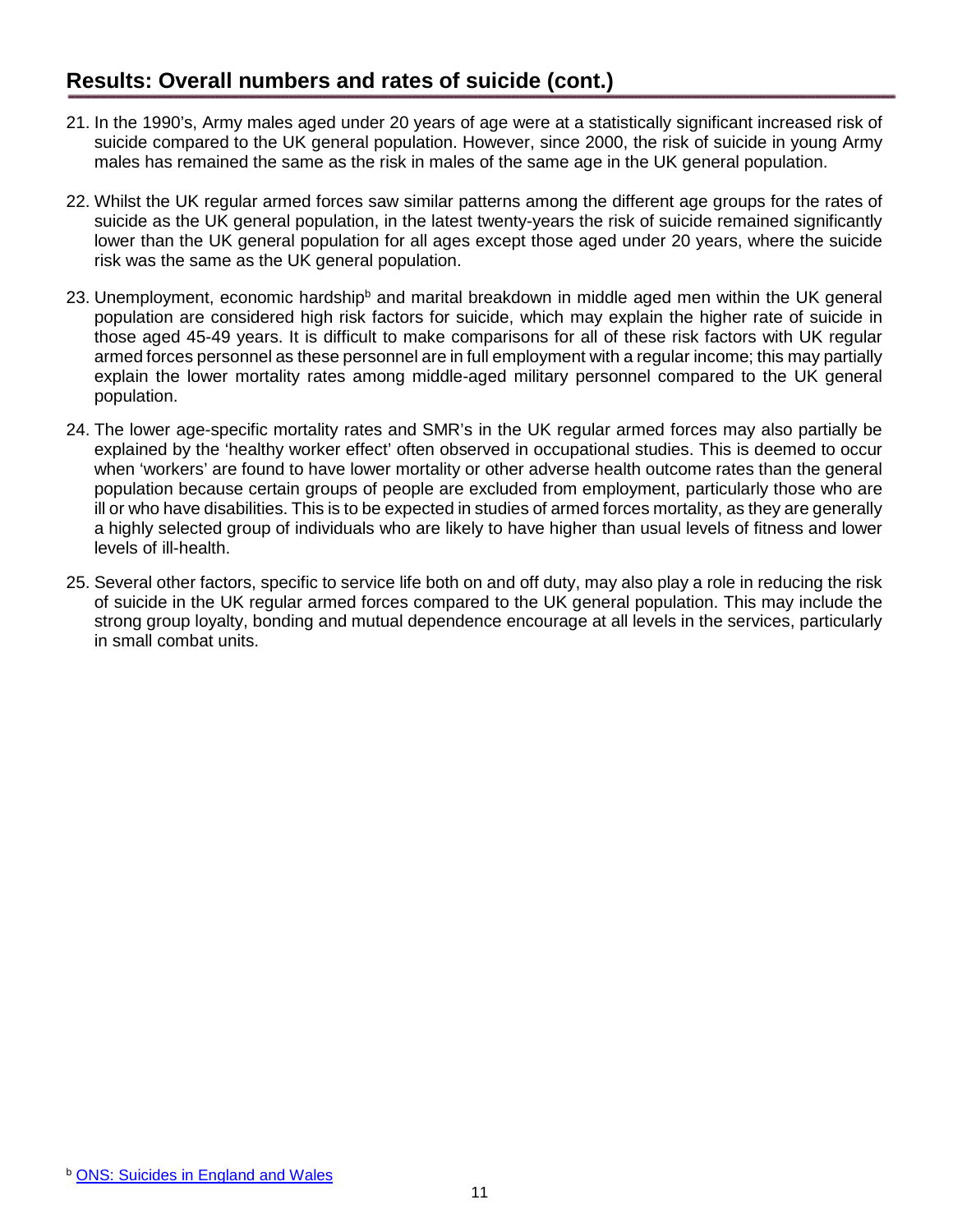## Results: Overall numbers and rates of suicide (cont.)

21. In the 1990's, Army males aged under 20 years of age were at a statistically significant increased risk of suicide compared to the UK general population. However, since 2000, the risk of suicide in young Army males has remained the same as the risk in males of the same age in the UK general population.

22. Whilst the UK regular armed forces saw similar patterns among the different age groups for the rates of suicide as the UK general population, in the latest twenty-years the risk of suicide remained significantly lower than the UK general population for all ages except those aged under 20 years, where the suicide risk was the same as the UK general population.

23. Unemployment, economic hardship[b] and marital breakdown in middle aged men within the UK general population are considered high risk factors for suicide, which may explain the higher rate of suicide in those aged 45-49 years. It is difficult to make comparisons for all of these risk factors with UK regular armed forces personnel as these personnel are in full employment with a regular income; this may partially explain the lower mortality rates among middle-aged military personnel compared to the UK general population.

24. The lower age-specific mortality rates and SMR's in the UK regular armed forces may also partially be explained by the 'healthy worker effect' often observed in occupational studies. This is deemed to occur when 'workers' are found to have lower mortality or other adverse health outcome rates than the general population because certain groups of people are excluded from employment, particularly those who are ill or who have disabilities. This is to be expected in studies of armed forces mortality, as they are generally a highly selected group of individuals who are likely to have higher than usual levels of fitness and lower levels of ill-health.

25. Several other factors, specific to service life both on and off duty, may also play a role in reducing the risk of suicide in the UK regular armed forces compared to the UK general population. This may include the strong group loyalty, bonding and mutual dependence encourage at all levels in the services, particularly in small combat units.

[b] ONS: Suicides in England and Wales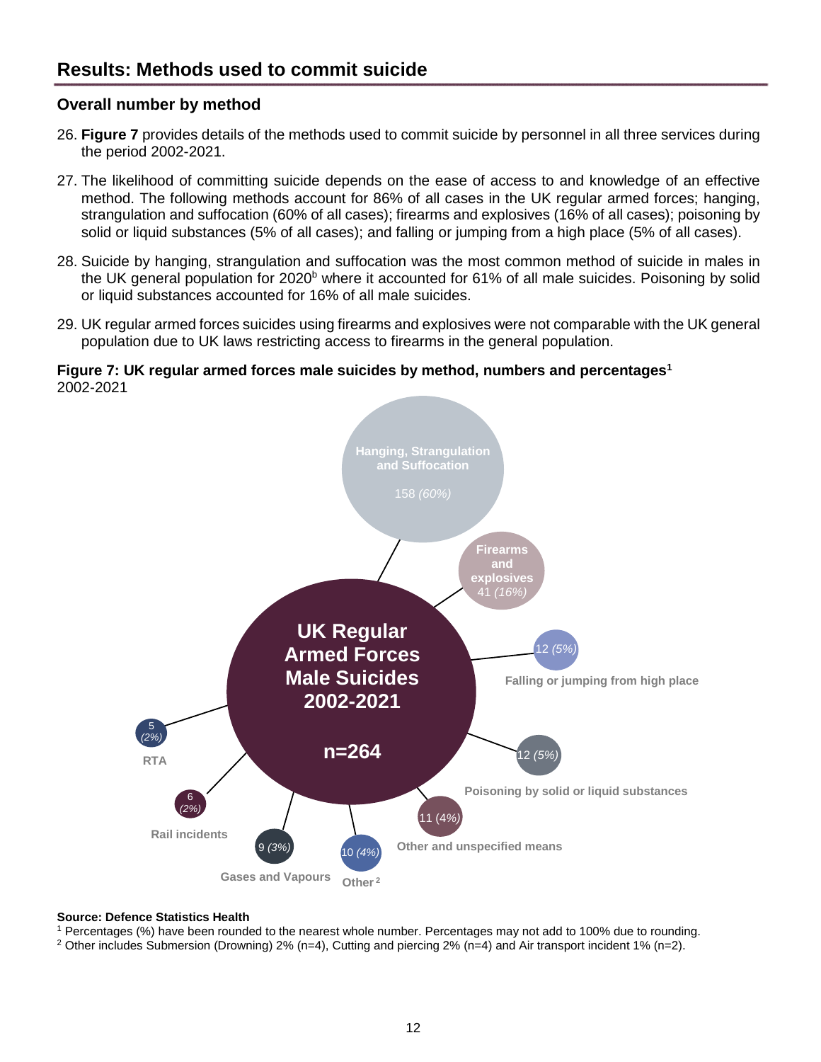## Results: Methods used to commit suicide

### Overall number by method

26. **Figure 7** provides details of the methods used to commit suicide by personnel in all three services during the period 2002-2021.

27. The likelihood of committing suicide depends on the ease of access to and knowledge of an effective method. The following methods account for 86% of all cases in the UK regular armed forces; hanging, strangulation and suffocation (60% of all cases); firearms and explosives (16% of all cases); poisoning by solid or liquid substances (5% of all cases); and falling or jumping from a high place (5% of all cases).

28. Suicide by hanging, strangulation and suffocation was the most common method of suicide in males in the UK general population for 2020[b] where it accounted for 61% of all male suicides. Poisoning by solid or liquid substances accounted for 16% of all male suicides.

29. UK regular armed forces suicides using firearms and explosives were not comparable with the UK general population due to UK laws restricting access to firearms in the general population.

**Figure 7: UK regular armed forces male suicides by method, numbers and percentages[1]**
2002-2021

UK Regular Armed Forces Male Suicides 2002-2021

n=264

- Hanging, Strangulation and Suffocation: 158 *(60%)*
- Firearms and explosives: 41 *(16%)*
- Falling or jumping from high place: 12 *(5%)*
- Poisoning by solid or liquid substances: 12 *(5%)*
- Other and unspecified means: 11 *(4%)*
- Other[2]: 10 *(4%)*
- Gases and Vapours: 9 *(3%)*
- Rail incidents: 6 *(2%)*
- RTA: 5 *(2%)*

**Source: Defence Statistics Health**

[1] Percentages (%) have been rounded to the nearest whole number. Percentages may not add to 100% due to rounding.

[2] Other includes Submersion (Drowning) 2% (n=4), Cutting and piercing 2% (n=4) and Air transport incident 1% (n=2).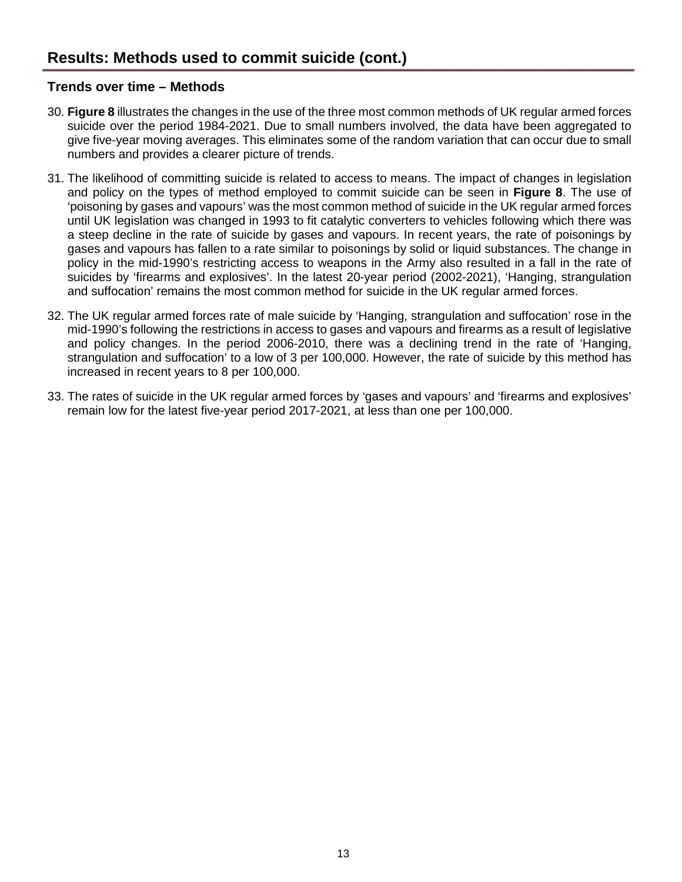## Results: Methods used to commit suicide (cont.)

### Trends over time – Methods

30. **Figure 8** illustrates the changes in the use of the three most common methods of UK regular armed forces suicide over the period 1984-2021. Due to small numbers involved, the data have been aggregated to give five-year moving averages. This eliminates some of the random variation that can occur due to small numbers and provides a clearer picture of trends.

31. The likelihood of committing suicide is related to access to means. The impact of changes in legislation and policy on the types of method employed to commit suicide can be seen in **Figure 8**. The use of 'poisoning by gases and vapours' was the most common method of suicide in the UK regular armed forces until UK legislation was changed in 1993 to fit catalytic converters to vehicles following which there was a steep decline in the rate of suicide by gases and vapours. In recent years, the rate of poisonings by gases and vapours has fallen to a rate similar to poisonings by solid or liquid substances. The change in policy in the mid-1990's restricting access to weapons in the Army also resulted in a fall in the rate of suicides by 'firearms and explosives'. In the latest 20-year period (2002-2021), 'Hanging, strangulation and suffocation' remains the most common method for suicide in the UK regular armed forces.

32. The UK regular armed forces rate of male suicide by 'Hanging, strangulation and suffocation' rose in the mid-1990's following the restrictions in access to gases and vapours and firearms as a result of legislative and policy changes. In the period 2006-2010, there was a declining trend in the rate of 'Hanging, strangulation and suffocation' to a low of 3 per 100,000. However, the rate of suicide by this method has increased in recent years to 8 per 100,000.

33. The rates of suicide in the UK regular armed forces by 'gases and vapours' and 'firearms and explosives' remain low for the latest five-year period 2017-2021, at less than one per 100,000.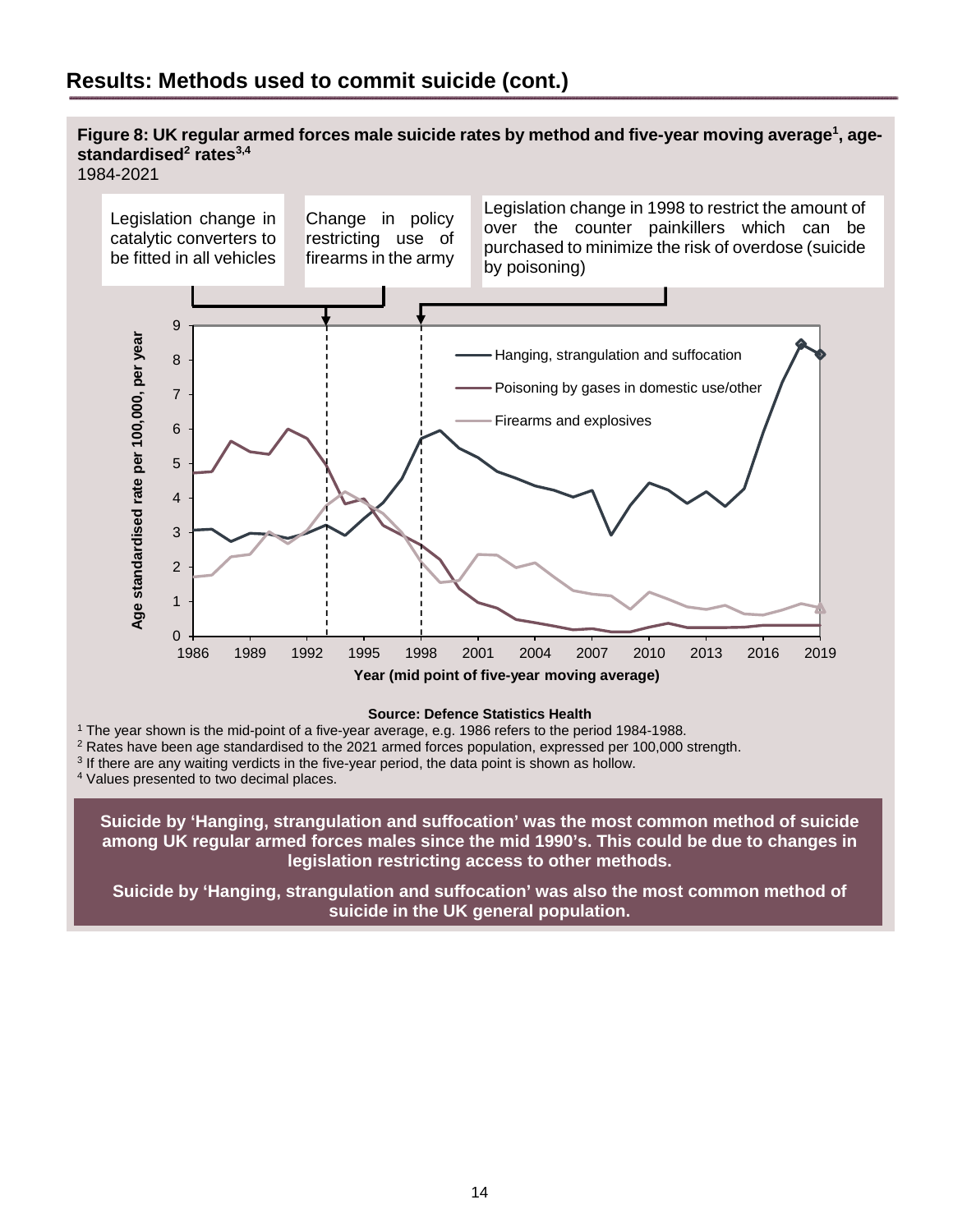## Results: Methods used to commit suicide (cont.)

**Figure 8: UK regular armed forces male suicide rates by method and five-year moving average[1], age-standardised[2] rates[3,4]**
1984-2021

Legislation change in catalytic converters to be fitted in all vehicles

Change in policy restricting use of firearms in the army

Legislation change in 1998 to restrict the amount of over the counter painkillers which can be purchased to minimize the risk of overdose (suicide by poisoning)

Age standardised rate per 100,000, per year

Hanging, strangulation and suffocation

Poisoning by gases in domestic use/other

Firearms and explosives

Year (mid point of five-year moving average)

**Source: Defence Statistics Health**

[1] The year shown is the mid-point of a five-year average, e.g. 1986 refers to the period 1984-1988.
[2] Rates have been age standardised to the 2021 armed forces population, expressed per 100,000 strength.
[3] If there are any waiting verdicts in the five-year period, the data point is shown as hollow.
[4] Values presented to two decimal places.

**Suicide by 'Hanging, strangulation and suffocation' was the most common method of suicide among UK regular armed forces males since the mid 1990's. This could be due to changes in legislation restricting access to other methods.**

**Suicide by 'Hanging, strangulation and suffocation' was also the most common method of suicide in the UK general population.**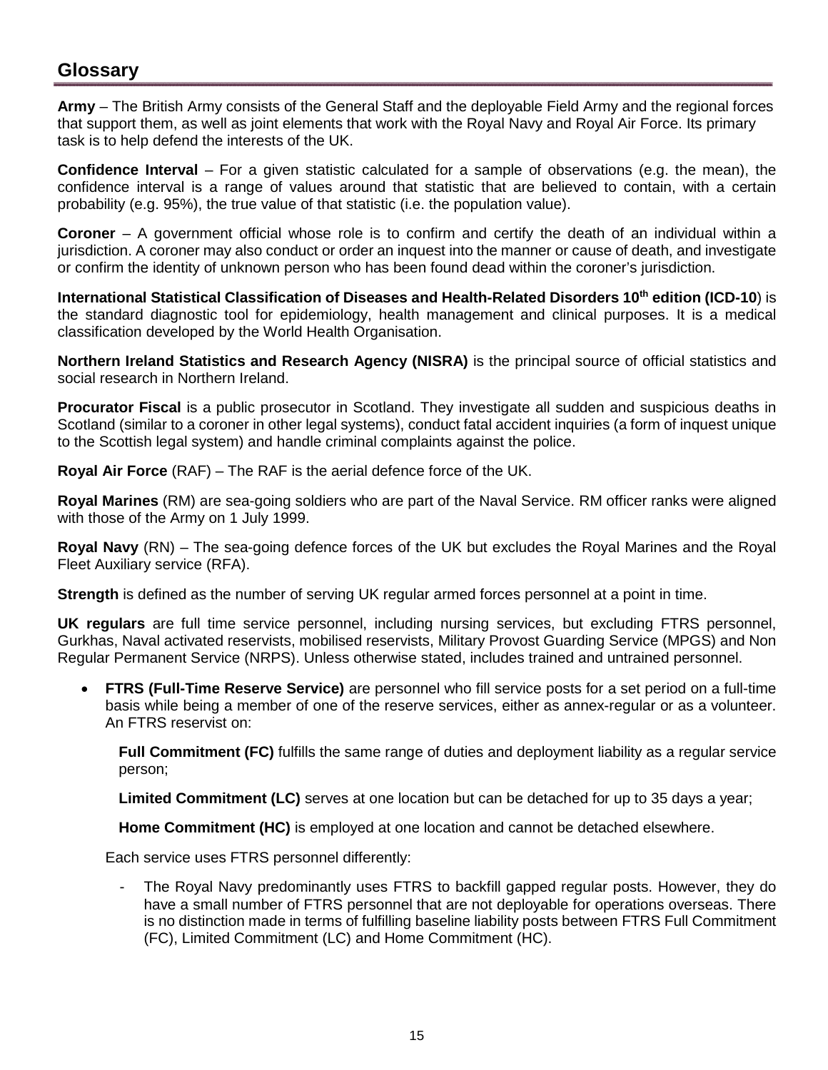## Glossary

**Army** – The British Army consists of the General Staff and the deployable Field Army and the regional forces that support them, as well as joint elements that work with the Royal Navy and Royal Air Force. Its primary task is to help defend the interests of the UK.

**Confidence Interval** – For a given statistic calculated for a sample of observations (e.g. the mean), the confidence interval is a range of values around that statistic that are believed to contain, with a certain probability (e.g. 95%), the true value of that statistic (i.e. the population value).

**Coroner** – A government official whose role is to confirm and certify the death of an individual within a jurisdiction. A coroner may also conduct or order an inquest into the manner or cause of death, and investigate or confirm the identity of unknown person who has been found dead within the coroner's jurisdiction.

**International Statistical Classification of Diseases and Health-Related Disorders 10th edition (ICD-10**) is the standard diagnostic tool for epidemiology, health management and clinical purposes. It is a medical classification developed by the World Health Organisation.

**Northern Ireland Statistics and Research Agency (NISRA)** is the principal source of official statistics and social research in Northern Ireland.

**Procurator Fiscal** is a public prosecutor in Scotland. They investigate all sudden and suspicious deaths in Scotland (similar to a coroner in other legal systems), conduct fatal accident inquiries (a form of inquest unique to the Scottish legal system) and handle criminal complaints against the police.

**Royal Air Force** (RAF) – The RAF is the aerial defence force of the UK.

**Royal Marines** (RM) are sea-going soldiers who are part of the Naval Service. RM officer ranks were aligned with those of the Army on 1 July 1999.

**Royal Navy** (RN) – The sea-going defence forces of the UK but excludes the Royal Marines and the Royal Fleet Auxiliary service (RFA).

**Strength** is defined as the number of serving UK regular armed forces personnel at a point in time.

**UK regulars** are full time service personnel, including nursing services, but excluding FTRS personnel, Gurkhas, Naval activated reservists, mobilised reservists, Military Provost Guarding Service (MPGS) and Non Regular Permanent Service (NRPS). Unless otherwise stated, includes trained and untrained personnel.

- **FTRS (Full-Time Reserve Service)** are personnel who fill service posts for a set period on a full-time basis while being a member of one of the reserve services, either as annex-regular or as a volunteer. An FTRS reservist on:

  **Full Commitment (FC)** fulfills the same range of duties and deployment liability as a regular service person;

  **Limited Commitment (LC)** serves at one location but can be detached for up to 35 days a year;

  **Home Commitment (HC)** is employed at one location and cannot be detached elsewhere.

  Each service uses FTRS personnel differently:

  - The Royal Navy predominantly uses FTRS to backfill gapped regular posts. However, they do have a small number of FTRS personnel that are not deployable for operations overseas. There is no distinction made in terms of fulfilling baseline liability posts between FTRS Full Commitment (FC), Limited Commitment (LC) and Home Commitment (HC).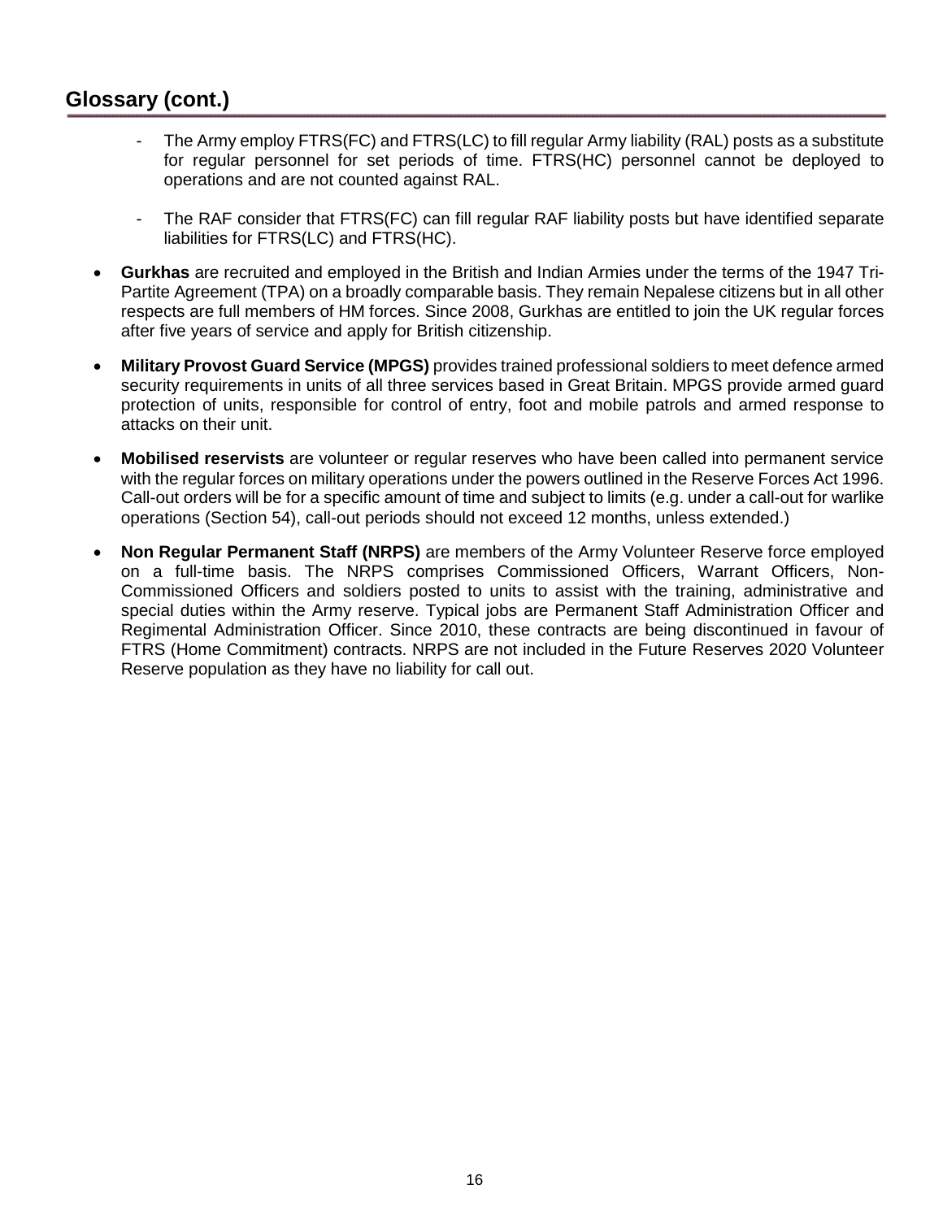## Glossary (cont.)

- The Army employ FTRS(FC) and FTRS(LC) to fill regular Army liability (RAL) posts as a substitute for regular personnel for set periods of time. FTRS(HC) personnel cannot be deployed to operations and are not counted against RAL.

- The RAF consider that FTRS(FC) can fill regular RAF liability posts but have identified separate liabilities for FTRS(LC) and FTRS(HC).

- **Gurkhas** are recruited and employed in the British and Indian Armies under the terms of the 1947 Tri-Partite Agreement (TPA) on a broadly comparable basis. They remain Nepalese citizens but in all other respects are full members of HM forces. Since 2008, Gurkhas are entitled to join the UK regular forces after five years of service and apply for British citizenship.

- **Military Provost Guard Service (MPGS)** provides trained professional soldiers to meet defence armed security requirements in units of all three services based in Great Britain. MPGS provide armed guard protection of units, responsible for control of entry, foot and mobile patrols and armed response to attacks on their unit.

- **Mobilised reservists** are volunteer or regular reserves who have been called into permanent service with the regular forces on military operations under the powers outlined in the Reserve Forces Act 1996. Call-out orders will be for a specific amount of time and subject to limits (e.g. under a call-out for warlike operations (Section 54), call-out periods should not exceed 12 months, unless extended.)

- **Non Regular Permanent Staff (NRPS)** are members of the Army Volunteer Reserve force employed on a full-time basis. The NRPS comprises Commissioned Officers, Warrant Officers, Non-Commissioned Officers and soldiers posted to units to assist with the training, administrative and special duties within the Army reserve. Typical jobs are Permanent Staff Administration Officer and Regimental Administration Officer. Since 2010, these contracts are being discontinued in favour of FTRS (Home Commitment) contracts. NRPS are not included in the Future Reserves 2020 Volunteer Reserve population as they have no liability for call out.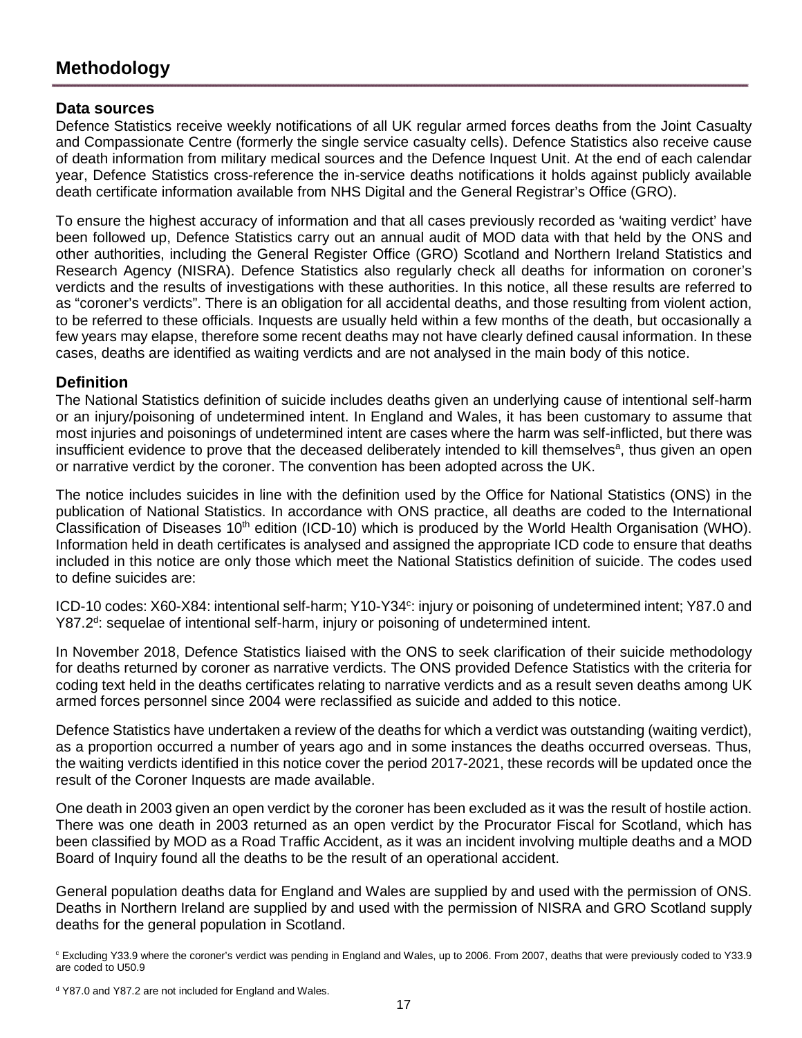# Methodology

## Data sources

Defence Statistics receive weekly notifications of all UK regular armed forces deaths from the Joint Casualty and Compassionate Centre (formerly the single service casualty cells). Defence Statistics also receive cause of death information from military medical sources and the Defence Inquest Unit. At the end of each calendar year, Defence Statistics cross-reference the in-service deaths notifications it holds against publicly available death certificate information available from NHS Digital and the General Registrar's Office (GRO).

To ensure the highest accuracy of information and that all cases previously recorded as 'waiting verdict' have been followed up, Defence Statistics carry out an annual audit of MOD data with that held by the ONS and other authorities, including the General Register Office (GRO) Scotland and Northern Ireland Statistics and Research Agency (NISRA). Defence Statistics also regularly check all deaths for information on coroner's verdicts and the results of investigations with these authorities. In this notice, all these results are referred to as "coroner's verdicts". There is an obligation for all accidental deaths, and those resulting from violent action, to be referred to these officials. Inquests are usually held within a few months of the death, but occasionally a few years may elapse, therefore some recent deaths may not have clearly defined causal information. In these cases, deaths are identified as waiting verdicts and are not analysed in the main body of this notice.

## Definition

The National Statistics definition of suicide includes deaths given an underlying cause of intentional self-harm or an injury/poisoning of undetermined intent. In England and Wales, it has been customary to assume that most injuries and poisonings of undetermined intent are cases where the harm was self-inflicted, but there was insufficient evidence to prove that the deceased deliberately intended to kill themselves[a], thus given an open or narrative verdict by the coroner. The convention has been adopted across the UK.

The notice includes suicides in line with the definition used by the Office for National Statistics (ONS) in the publication of National Statistics. In accordance with ONS practice, all deaths are coded to the International Classification of Diseases 10th edition (ICD-10) which is produced by the World Health Organisation (WHO). Information held in death certificates is analysed and assigned the appropriate ICD code to ensure that deaths included in this notice are only those which meet the National Statistics definition of suicide. The codes used to define suicides are:

ICD-10 codes: X60-X84: intentional self-harm; Y10-Y34[c]: injury or poisoning of undetermined intent; Y87.0 and Y87.2[d]: sequelae of intentional self-harm, injury or poisoning of undetermined intent.

In November 2018, Defence Statistics liaised with the ONS to seek clarification of their suicide methodology for deaths returned by coroner as narrative verdicts. The ONS provided Defence Statistics with the criteria for coding text held in the deaths certificates relating to narrative verdicts and as a result seven deaths among UK armed forces personnel since 2004 were reclassified as suicide and added to this notice.

Defence Statistics have undertaken a review of the deaths for which a verdict was outstanding (waiting verdict), as a proportion occurred a number of years ago and in some instances the deaths occurred overseas. Thus, the waiting verdicts identified in this notice cover the period 2017-2021, these records will be updated once the result of the Coroner Inquests are made available.

One death in 2003 given an open verdict by the coroner has been excluded as it was the result of hostile action. There was one death in 2003 returned as an open verdict by the Procurator Fiscal for Scotland, which has been classified by MOD as a Road Traffic Accident, as it was an incident involving multiple deaths and a MOD Board of Inquiry found all the deaths to be the result of an operational accident.

General population deaths data for England and Wales are supplied by and used with the permission of ONS. Deaths in Northern Ireland are supplied by and used with the permission of NISRA and GRO Scotland supply deaths for the general population in Scotland.

[c] Excluding Y33.9 where the coroner's verdict was pending in England and Wales, up to 2006. From 2007, deaths that were previously coded to Y33.9 are coded to U50.9

[d] Y87.0 and Y87.2 are not included for England and Wales.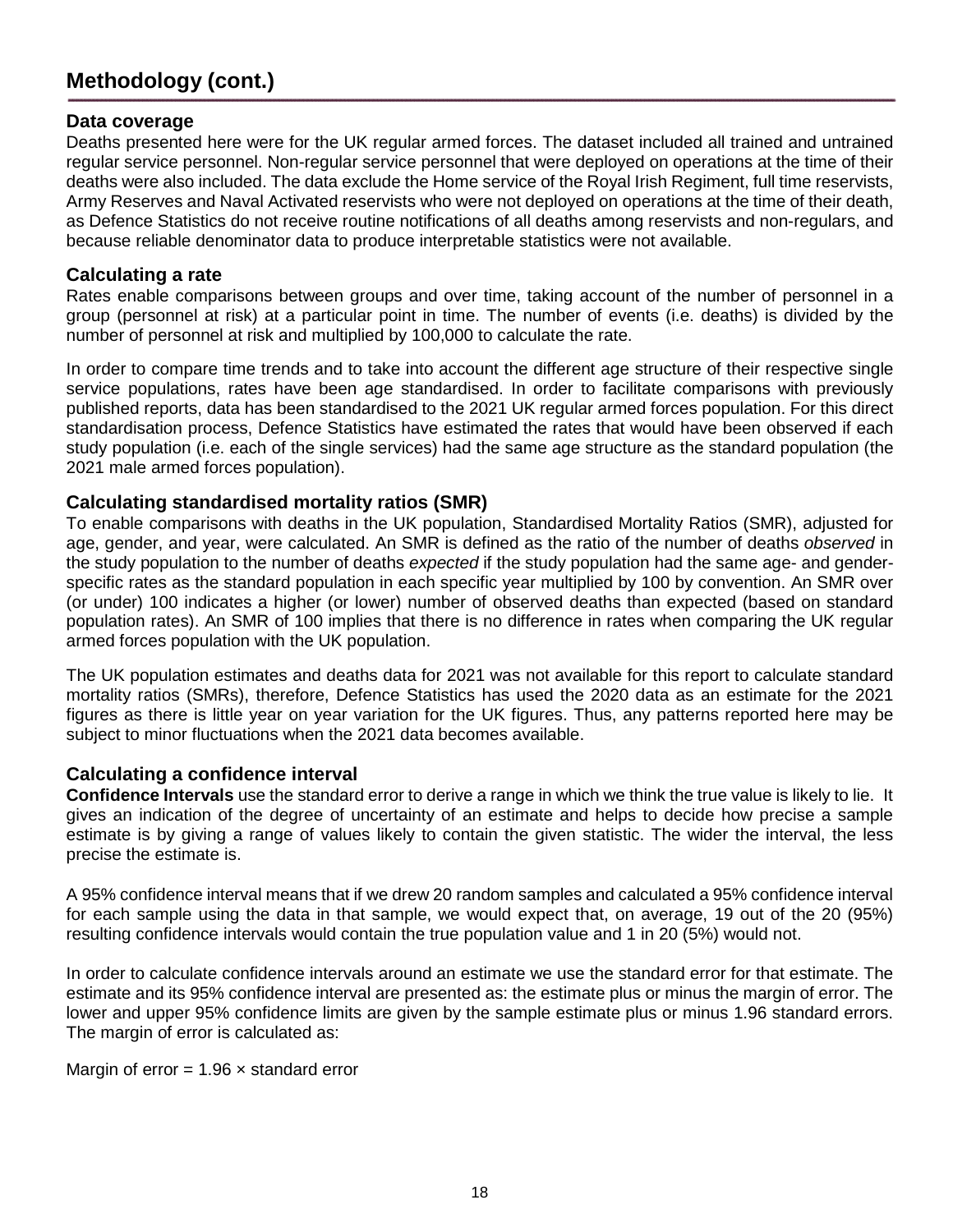# Methodology (cont.)

## Data coverage

Deaths presented here were for the UK regular armed forces. The dataset included all trained and untrained regular service personnel. Non-regular service personnel that were deployed on operations at the time of their deaths were also included. The data exclude the Home service of the Royal Irish Regiment, full time reservists, Army Reserves and Naval Activated reservists who were not deployed on operations at the time of their death, as Defence Statistics do not receive routine notifications of all deaths among reservists and non-regulars, and because reliable denominator data to produce interpretable statistics were not available.

## Calculating a rate

Rates enable comparisons between groups and over time, taking account of the number of personnel in a group (personnel at risk) at a particular point in time. The number of events (i.e. deaths) is divided by the number of personnel at risk and multiplied by 100,000 to calculate the rate.

In order to compare time trends and to take into account the different age structure of their respective single service populations, rates have been age standardised. In order to facilitate comparisons with previously published reports, data has been standardised to the 2021 UK regular armed forces population. For this direct standardisation process, Defence Statistics have estimated the rates that would have been observed if each study population (i.e. each of the single services) had the same age structure as the standard population (the 2021 male armed forces population).

## Calculating standardised mortality ratios (SMR)

To enable comparisons with deaths in the UK population, Standardised Mortality Ratios (SMR), adjusted for age, gender, and year, were calculated. An SMR is defined as the ratio of the number of deaths *observed* in the study population to the number of deaths *expected* if the study population had the same age- and gender-specific rates as the standard population in each specific year multiplied by 100 by convention. An SMR over (or under) 100 indicates a higher (or lower) number of observed deaths than expected (based on standard population rates). An SMR of 100 implies that there is no difference in rates when comparing the UK regular armed forces population with the UK population.

The UK population estimates and deaths data for 2021 was not available for this report to calculate standard mortality ratios (SMRs), therefore, Defence Statistics has used the 2020 data as an estimate for the 2021 figures as there is little year on year variation for the UK figures. Thus, any patterns reported here may be subject to minor fluctuations when the 2021 data becomes available.

## Calculating a confidence interval

**Confidence Intervals** use the standard error to derive a range in which we think the true value is likely to lie. It gives an indication of the degree of uncertainty of an estimate and helps to decide how precise a sample estimate is by giving a range of values likely to contain the given statistic. The wider the interval, the less precise the estimate is.

A 95% confidence interval means that if we drew 20 random samples and calculated a 95% confidence interval for each sample using the data in that sample, we would expect that, on average, 19 out of the 20 (95%) resulting confidence intervals would contain the true population value and 1 in 20 (5%) would not.

In order to calculate confidence intervals around an estimate we use the standard error for that estimate. The estimate and its 95% confidence interval are presented as: the estimate plus or minus the margin of error. The lower and upper 95% confidence limits are given by the sample estimate plus or minus 1.96 standard errors. The margin of error is calculated as:

Margin of error = $1.96 \times$ standard error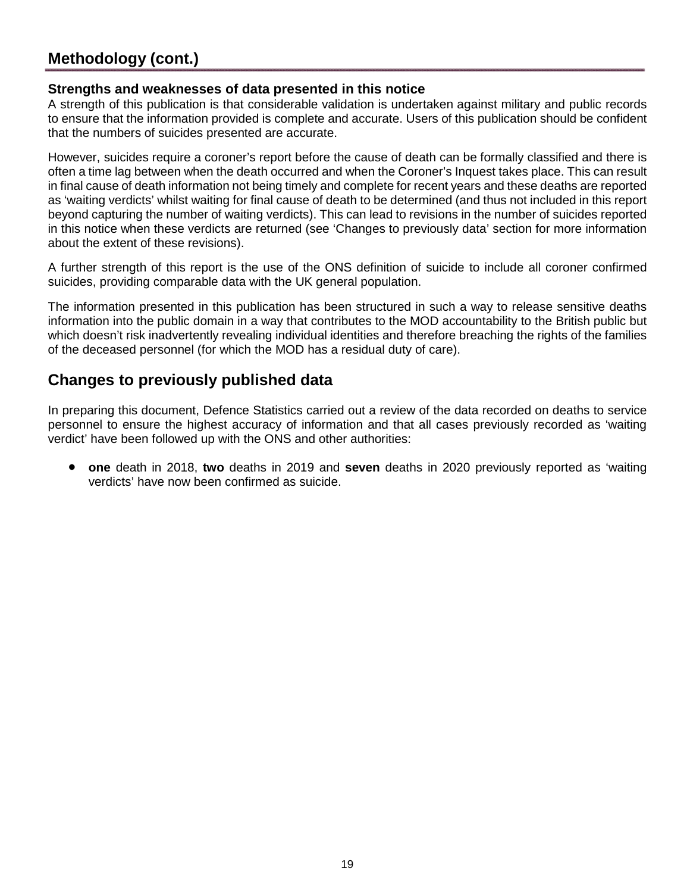## Methodology (cont.)

### Strengths and weaknesses of data presented in this notice

A strength of this publication is that considerable validation is undertaken against military and public records to ensure that the information provided is complete and accurate. Users of this publication should be confident that the numbers of suicides presented are accurate.

However, suicides require a coroner's report before the cause of death can be formally classified and there is often a time lag between when the death occurred and when the Coroner's Inquest takes place. This can result in final cause of death information not being timely and complete for recent years and these deaths are reported as 'waiting verdicts' whilst waiting for final cause of death to be determined (and thus not included in this report beyond capturing the number of waiting verdicts). This can lead to revisions in the number of suicides reported in this notice when these verdicts are returned (see 'Changes to previously data' section for more information about the extent of these revisions).

A further strength of this report is the use of the ONS definition of suicide to include all coroner confirmed suicides, providing comparable data with the UK general population.

The information presented in this publication has been structured in such a way to release sensitive deaths information into the public domain in a way that contributes to the MOD accountability to the British public but which doesn't risk inadvertently revealing individual identities and therefore breaching the rights of the families of the deceased personnel (for which the MOD has a residual duty of care).

## Changes to previously published data

In preparing this document, Defence Statistics carried out a review of the data recorded on deaths to service personnel to ensure the highest accuracy of information and that all cases previously recorded as 'waiting verdict' have been followed up with the ONS and other authorities:

- **one** death in 2018, **two** deaths in 2019 and **seven** deaths in 2020 previously reported as 'waiting verdicts' have now been confirmed as suicide.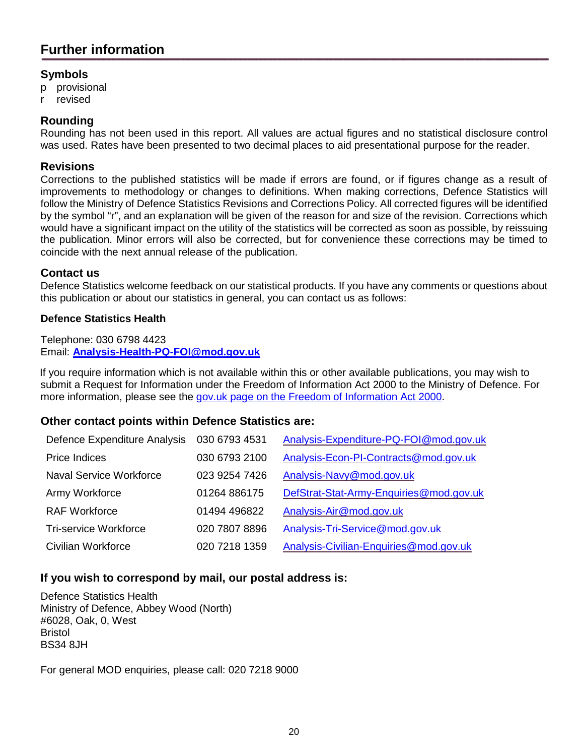# Further information

## Symbols

p provisional
r revised

## Rounding

Rounding has not been used in this report. All values are actual figures and no statistical disclosure control was used. Rates have been presented to two decimal places to aid presentational purpose for the reader.

## Revisions

Corrections to the published statistics will be made if errors are found, or if figures change as a result of improvements to methodology or changes to definitions. When making corrections, Defence Statistics will follow the Ministry of Defence Statistics Revisions and Corrections Policy. All corrected figures will be identified by the symbol "r", and an explanation will be given of the reason for and size of the revision. Corrections which would have a significant impact on the utility of the statistics will be corrected as soon as possible, by reissuing the publication. Minor errors will also be corrected, but for convenience these corrections may be timed to coincide with the next annual release of the publication.

## Contact us

Defence Statistics welcome feedback on our statistical products. If you have any comments or questions about this publication or about our statistics in general, you can contact us as follows:

**Defence Statistics Health**

Telephone: 030 6798 4423
Email: **Analysis-Health-PQ-FOI@mod.gov.uk**

If you require information which is not available within this or other available publications, you may wish to submit a Request for Information under the Freedom of Information Act 2000 to the Ministry of Defence. For more information, please see the gov.uk page on the Freedom of Information Act 2000.

### Other contact points within Defence Statistics are:

| | | |
|---|---|---|
| Defence Expenditure Analysis | 030 6793 4531 | Analysis-Expenditure-PQ-FOI@mod.gov.uk |
| Price Indices | 030 6793 2100 | Analysis-Econ-PI-Contracts@mod.gov.uk |
| Naval Service Workforce | 023 9254 7426 | Analysis-Navy@mod.gov.uk |
| Army Workforce | 01264 886175 | DefStrat-Stat-Army-Enquiries@mod.gov.uk |
| RAF Workforce | 01494 496822 | Analysis-Air@mod.gov.uk |
| Tri-service Workforce | 020 7807 8896 | Analysis-Tri-Service@mod.gov.uk |
| Civilian Workforce | 020 7218 1359 | Analysis-Civilian-Enquiries@mod.gov.uk |

### If you wish to correspond by mail, our postal address is:

Defence Statistics Health
Ministry of Defence, Abbey Wood (North)
#6028, Oak, 0, West
Bristol
BS34 8JH

For general MOD enquiries, please call: 020 7218 9000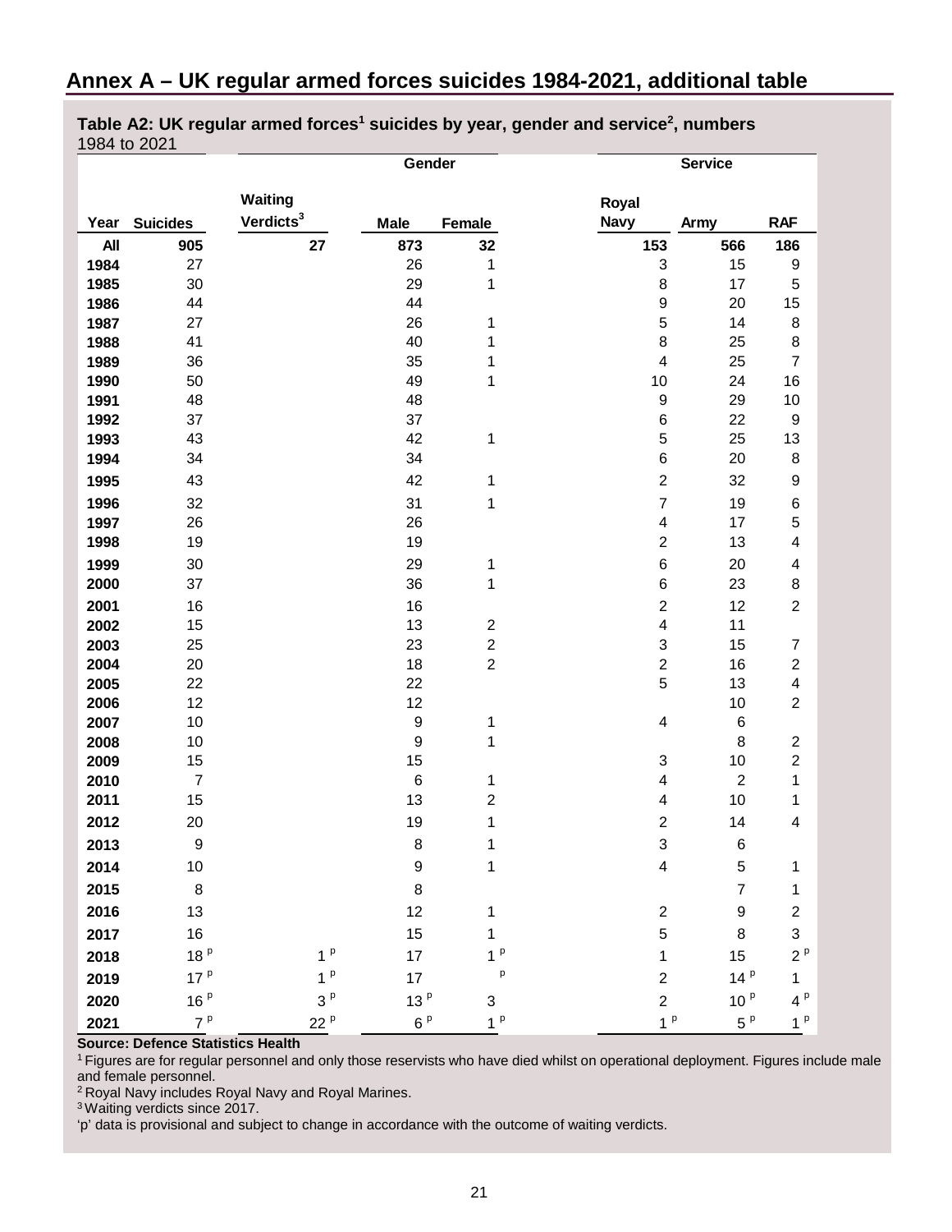## Annex A – UK regular armed forces suicides 1984-2021, additional table

**Table A2: UK regular armed forces[1] suicides by year, gender and service[2], numbers**
1984 to 2021

| Year | Suicides | Waiting Verdicts[3] | Gender: Male | Gender: Female | Service: Royal Navy | Service: Army | Service: RAF |
|---|---|---|---|---|---|---|---|
| **All** | **905** | **27** | **873** | **32** | **153** | **566** | **186** |
| **1984** | 27 | | 26 | 1 | 3 | 15 | 9 |
| **1985** | 30 | | 29 | 1 | 8 | 17 | 5 |
| **1986** | 44 | | 44 | | 9 | 20 | 15 |
| **1987** | 27 | | 26 | 1 | 5 | 14 | 8 |
| **1988** | 41 | | 40 | 1 | 8 | 25 | 8 |
| **1989** | 36 | | 35 | 1 | 4 | 25 | 7 |
| **1990** | 50 | | 49 | 1 | 10 | 24 | 16 |
| **1991** | 48 | | 48 | | 9 | 29 | 10 |
| **1992** | 37 | | 37 | | 6 | 22 | 9 |
| **1993** | 43 | | 42 | 1 | 5 | 25 | 13 |
| **1994** | 34 | | 34 | | 6 | 20 | 8 |
| **1995** | 43 | | 42 | 1 | 2 | 32 | 9 |
| **1996** | 32 | | 31 | 1 | 7 | 19 | 6 |
| **1997** | 26 | | 26 | | 4 | 17 | 5 |
| **1998** | 19 | | 19 | | 2 | 13 | 4 |
| **1999** | 30 | | 29 | 1 | 6 | 20 | 4 |
| **2000** | 37 | | 36 | 1 | 6 | 23 | 8 |
| **2001** | 16 | | 16 | | 2 | 12 | 2 |
| **2002** | 15 | | 13 | 2 | 4 | 11 | |
| **2003** | 25 | | 23 | 2 | 3 | 15 | 7 |
| **2004** | 20 | | 18 | 2 | 2 | 16 | 2 |
| **2005** | 22 | | 22 | | 5 | 13 | 4 |
| **2006** | 12 | | 12 | | | 10 | 2 |
| **2007** | 10 | | 9 | 1 | 4 | 6 | |
| **2008** | 10 | | 9 | 1 | | 8 | 2 |
| **2009** | 15 | | 15 | | 3 | 10 | 2 |
| **2010** | 7 | | 6 | 1 | 4 | 2 | 1 |
| **2011** | 15 | | 13 | 2 | 4 | 10 | 1 |
| **2012** | 20 | | 19 | 1 | 2 | 14 | 4 |
| **2013** | 9 | | 8 | 1 | 3 | 6 | |
| **2014** | 10 | | 9 | 1 | 4 | 5 | 1 |
| **2015** | 8 | | 8 | | | 7 | 1 |
| **2016** | 13 | | 12 | 1 | 2 | 9 | 2 |
| **2017** | 16 | | 15 | 1 | 5 | 8 | 3 |
| **2018** | 18 p | 1 p | 17 | 1 p | 1 | 15 | 2 p |
| **2019** | 17 p | 1 p | 17 | p | 2 | 14 p | 1 |
| **2020** | 16 p | 3 p | 13 p | 3 | 2 | 10 p | 4 p |
| **2021** | 7 p | 22 p | 6 p | 1 p | 1 p | 5 p | 1 p |

**Source: Defence Statistics Health**

[1] Figures are for regular personnel and only those reservists who have died whilst on operational deployment. Figures include male and female personnel.
[2] Royal Navy includes Royal Navy and Royal Marines.
[3] Waiting verdicts since 2017.
'p' data is provisional and subject to change in accordance with the outcome of waiting verdicts.